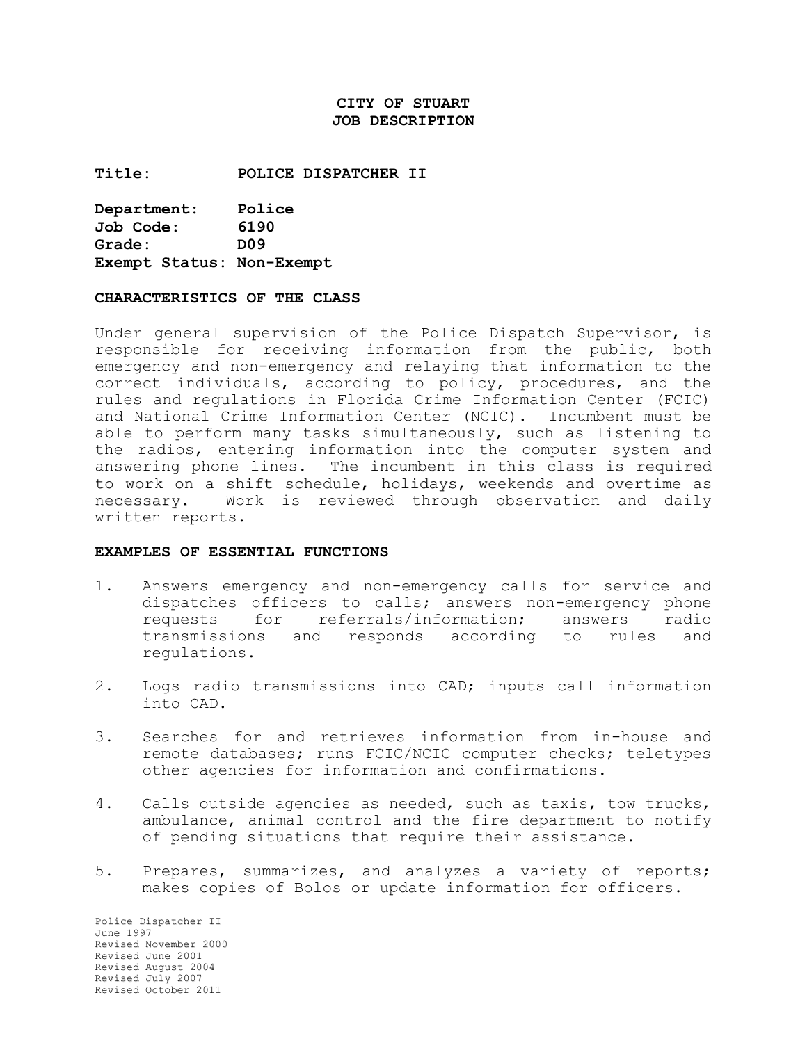# CITY OF STUART
# JOB DESCRIPTION

**Title:** **POLICE DISPATCHER II**

**Department:** **Police**
**Job Code:** **6190**
**Grade:** **D09**
**Exempt Status: Non-Exempt**

## CHARACTERISTICS OF THE CLASS

Under general supervision of the Police Dispatch Supervisor, is responsible for receiving information from the public, both emergency and non-emergency and relaying that information to the correct individuals, according to policy, procedures, and the rules and regulations in Florida Crime Information Center (FCIC) and National Crime Information Center (NCIC). Incumbent must be able to perform many tasks simultaneously, such as listening to the radios, entering information into the computer system and answering phone lines. The incumbent in this class is required to work on a shift schedule, holidays, weekends and overtime as necessary. Work is reviewed through observation and daily written reports.

## EXAMPLES OF ESSENTIAL FUNCTIONS

1. Answers emergency and non-emergency calls for service and dispatches officers to calls; answers non-emergency phone requests for referrals/information; answers radio transmissions and responds according to rules and regulations.

2. Logs radio transmissions into CAD; inputs call information into CAD.

3. Searches for and retrieves information from in-house and remote databases; runs FCIC/NCIC computer checks; teletypes other agencies for information and confirmations.

4. Calls outside agencies as needed, such as taxis, tow trucks, ambulance, animal control and the fire department to notify of pending situations that require their assistance.

5. Prepares, summarizes, and analyzes a variety of reports; makes copies of Bolos or update information for officers.

Police Dispatcher II
June 1997
Revised November 2000
Revised June 2001
Revised August 2004
Revised July 2007
Revised October 2011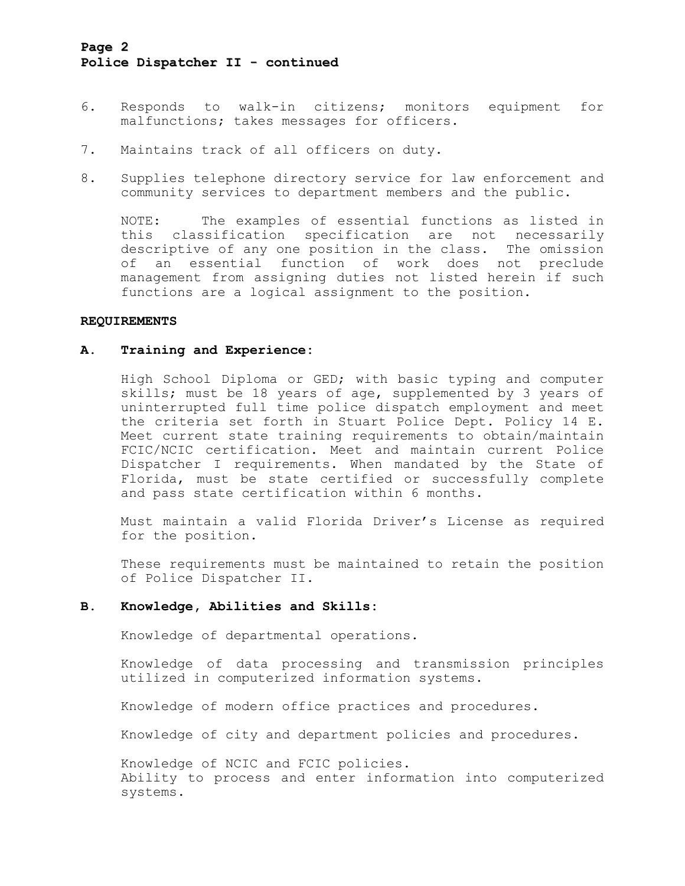6. Responds to walk-in citizens; monitors equipment for malfunctions; takes messages for officers.

7. Maintains track of all officers on duty.

8. Supplies telephone directory service for law enforcement and community services to department members and the public.

   NOTE: The examples of essential functions as listed in this classification specification are not necessarily descriptive of any one position in the class. The omission of an essential function of work does not preclude management from assigning duties not listed herein if such functions are a logical assignment to the position.

## REQUIREMENTS

### A. Training and Experience:

High School Diploma or GED; with basic typing and computer skills; must be 18 years of age, supplemented by 3 years of uninterrupted full time police dispatch employment and meet the criteria set forth in Stuart Police Dept. Policy 14 E. Meet current state training requirements to obtain/maintain FCIC/NCIC certification. Meet and maintain current Police Dispatcher I requirements. When mandated by the State of Florida, must be state certified or successfully complete and pass state certification within 6 months.

Must maintain a valid Florida Driver's License as required for the position.

These requirements must be maintained to retain the position of Police Dispatcher II.

### B. Knowledge, Abilities and Skills:

Knowledge of departmental operations.

Knowledge of data processing and transmission principles utilized in computerized information systems.

Knowledge of modern office practices and procedures.

Knowledge of city and department policies and procedures.

Knowledge of NCIC and FCIC policies.
Ability to process and enter information into computerized systems.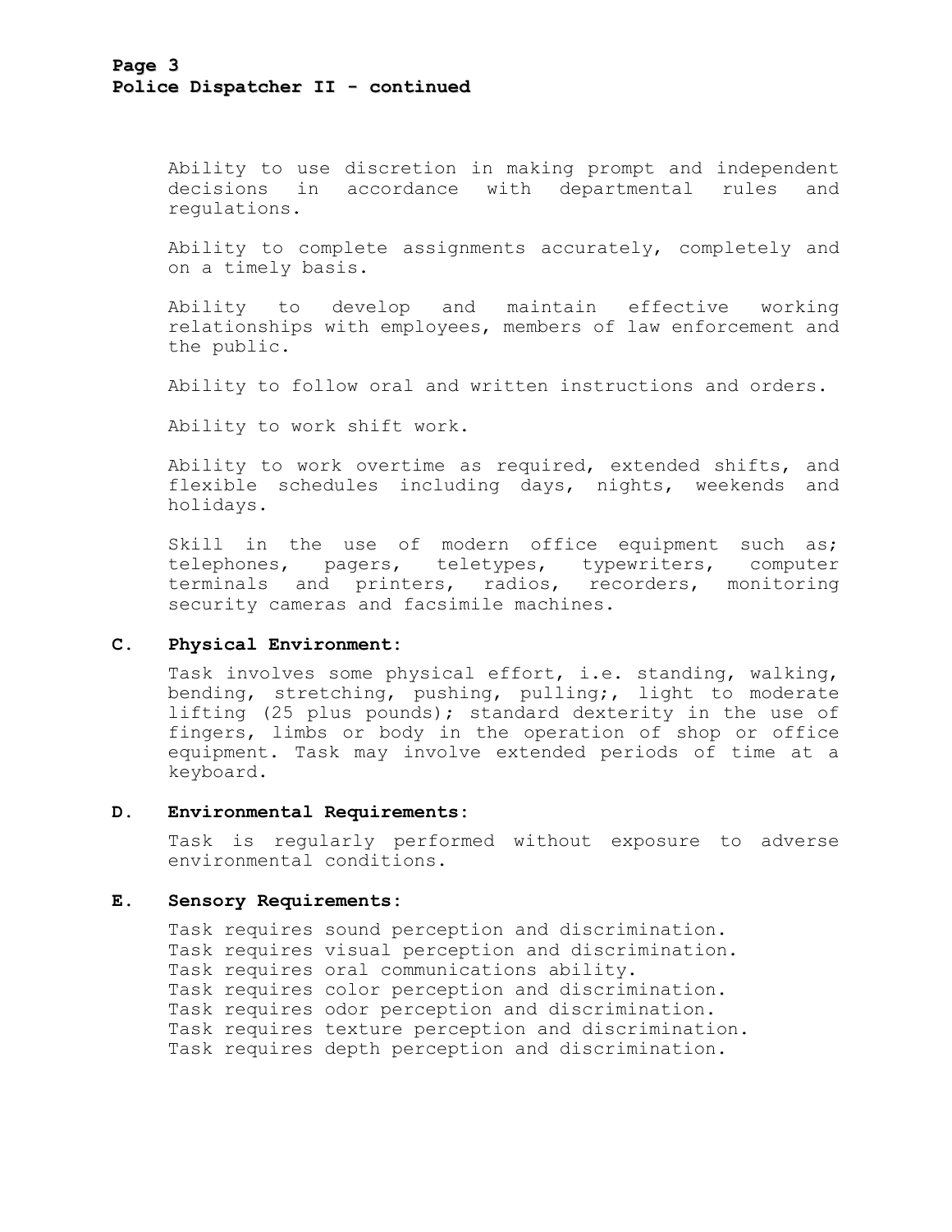Ability to use discretion in making prompt and independent decisions in accordance with departmental rules and regulations.

Ability to complete assignments accurately, completely and on a timely basis.

Ability to develop and maintain effective working relationships with employees, members of law enforcement and the public.

Ability to follow oral and written instructions and orders.

Ability to work shift work.

Ability to work overtime as required, extended shifts, and flexible schedules including days, nights, weekends and holidays.

Skill in the use of modern office equipment such as; telephones, pagers, teletypes, typewriters, computer terminals and printers, radios, recorders, monitoring security cameras and facsimile machines.

**C. Physical Environment:**

Task involves some physical effort, i.e. standing, walking, bending, stretching, pushing, pulling;, light to moderate lifting (25 plus pounds); standard dexterity in the use of fingers, limbs or body in the operation of shop or office equipment. Task may involve extended periods of time at a keyboard.

**D. Environmental Requirements:**

Task is regularly performed without exposure to adverse environmental conditions.

**E. Sensory Requirements:**

Task requires sound perception and discrimination.
Task requires visual perception and discrimination.
Task requires oral communications ability.
Task requires color perception and discrimination.
Task requires odor perception and discrimination.
Task requires texture perception and discrimination.
Task requires depth perception and discrimination.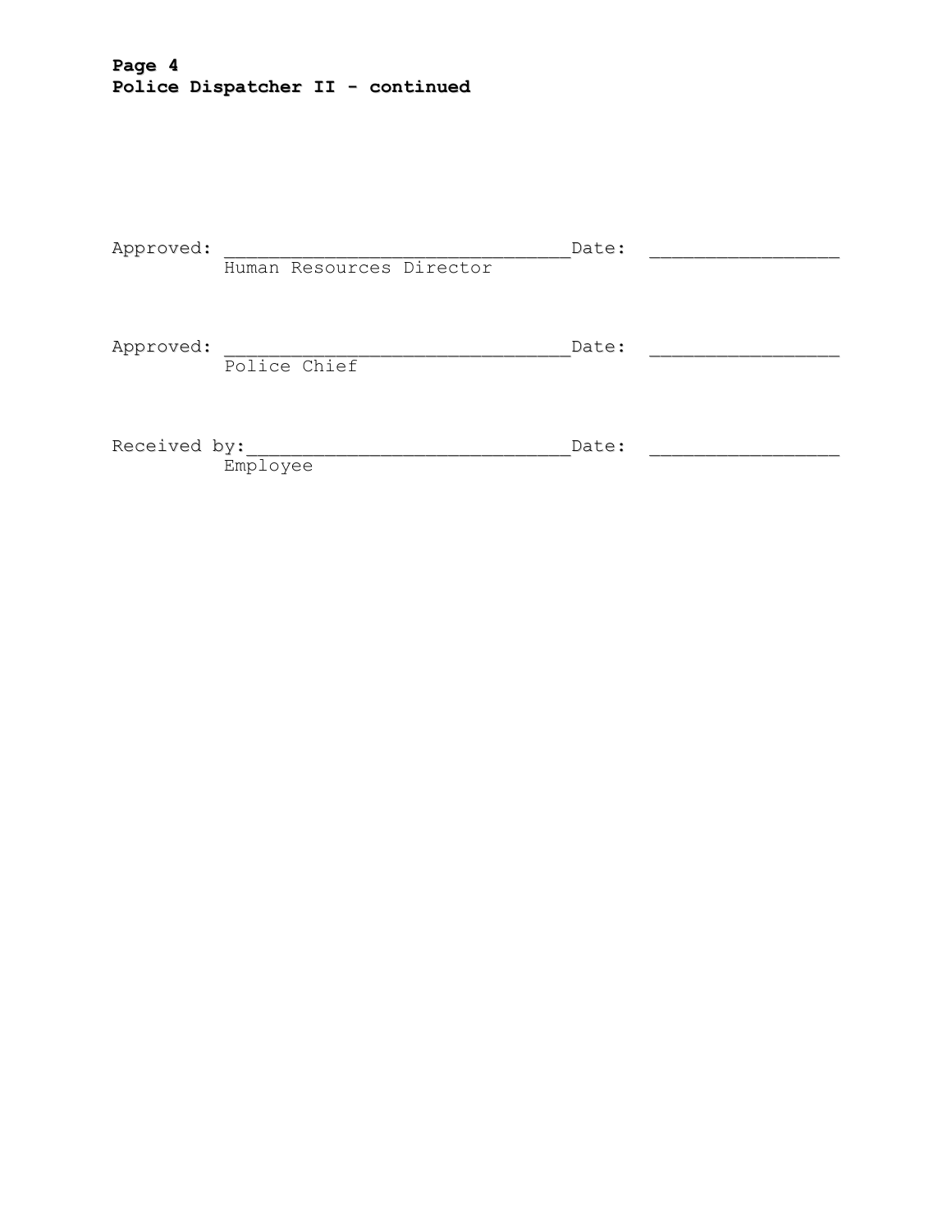**Page 4**
**Police Dispatcher II - continued**

Approved: \_\_\_\_\_\_\_\_\_\_\_\_\_\_\_\_\_\_\_\_\_\_\_\_\_\_\_\_\_\_\_ Date: \_\_\_\_\_\_\_\_\_\_\_\_\_\_\_\_\_
Human Resources Director

Approved: \_\_\_\_\_\_\_\_\_\_\_\_\_\_\_\_\_\_\_\_\_\_\_\_\_\_\_\_\_\_\_ Date: \_\_\_\_\_\_\_\_\_\_\_\_\_\_\_\_\_
Police Chief

Received by: \_\_\_\_\_\_\_\_\_\_\_\_\_\_\_\_\_\_\_\_\_\_\_\_\_\_\_\_\_ Date: \_\_\_\_\_\_\_\_\_\_\_\_\_\_\_\_\_
Employee